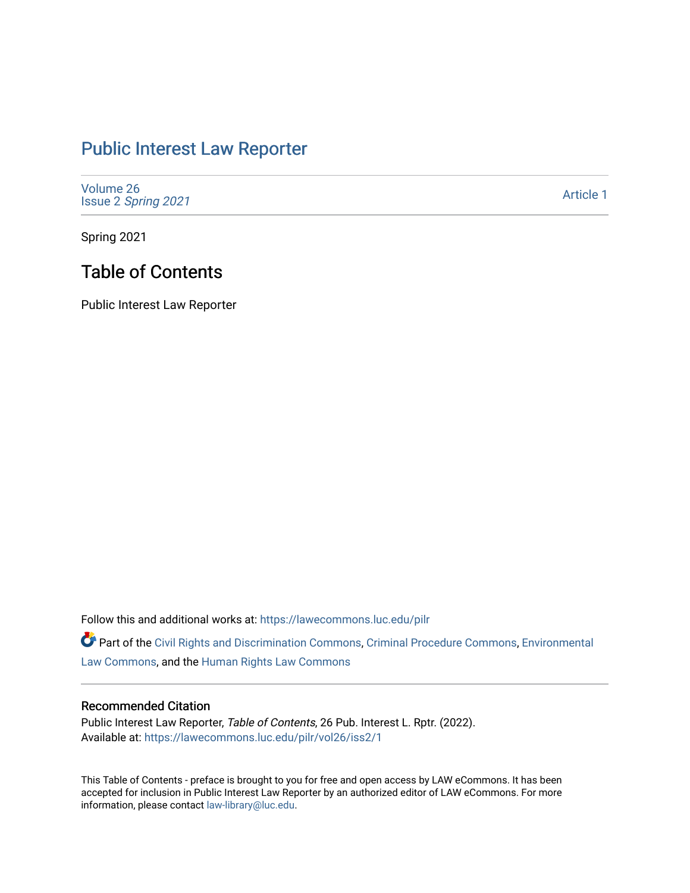# Public Interest Law Reporter

Volume 26
Issue 2 *Spring 2021*

Article 1

Spring 2021

## Table of Contents

Public Interest Law Reporter

Follow this and additional works at: https://lawecommons.luc.edu/pilr

Part of the Civil Rights and Discrimination Commons, Criminal Procedure Commons, Environmental Law Commons, and the Human Rights Law Commons

### Recommended Citation

Public Interest Law Reporter, *Table of Contents*, 26 Pub. Interest L. Rptr. (2022).
Available at: https://lawecommons.luc.edu/pilr/vol26/iss2/1

This Table of Contents - preface is brought to you for free and open access by LAW eCommons. It has been accepted for inclusion in Public Interest Law Reporter by an authorized editor of LAW eCommons. For more information, please contact law-library@luc.edu.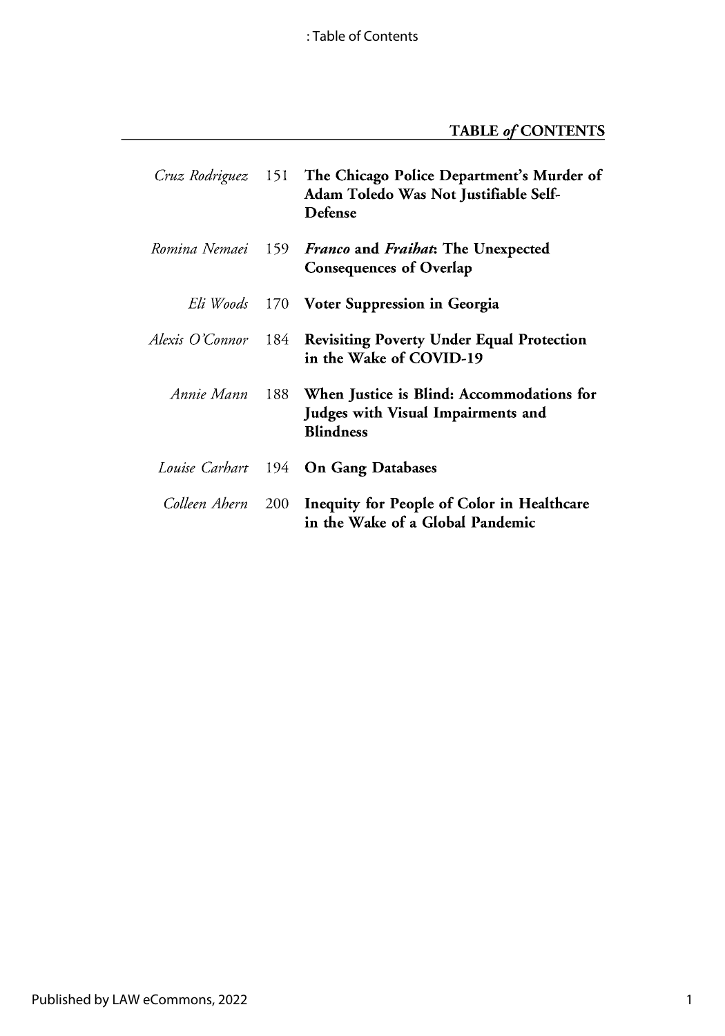## TABLE *of* CONTENTS

| | | |
|---|---|---|
| *Cruz Rodriguez* | 151 | **The Chicago Police Department's Murder of Adam Toledo Was Not Justifiable Self-Defense** |
| *Romina Nemaei* | 159 | ***Franco* and *Fraihat*: The Unexpected Consequences of Overlap** |
| *Eli Woods* | 170 | **Voter Suppression in Georgia** |
| *Alexis O'Connor* | 184 | **Revisiting Poverty Under Equal Protection in the Wake of COVID-19** |
| *Annie Mann* | 188 | **When Justice is Blind: Accommodations for Judges with Visual Impairments and Blindness** |
| *Louise Carhart* | 194 | **On Gang Databases** |
| *Colleen Ahern* | 200 | **Inequity for People of Color in Healthcare in the Wake of a Global Pandemic** |